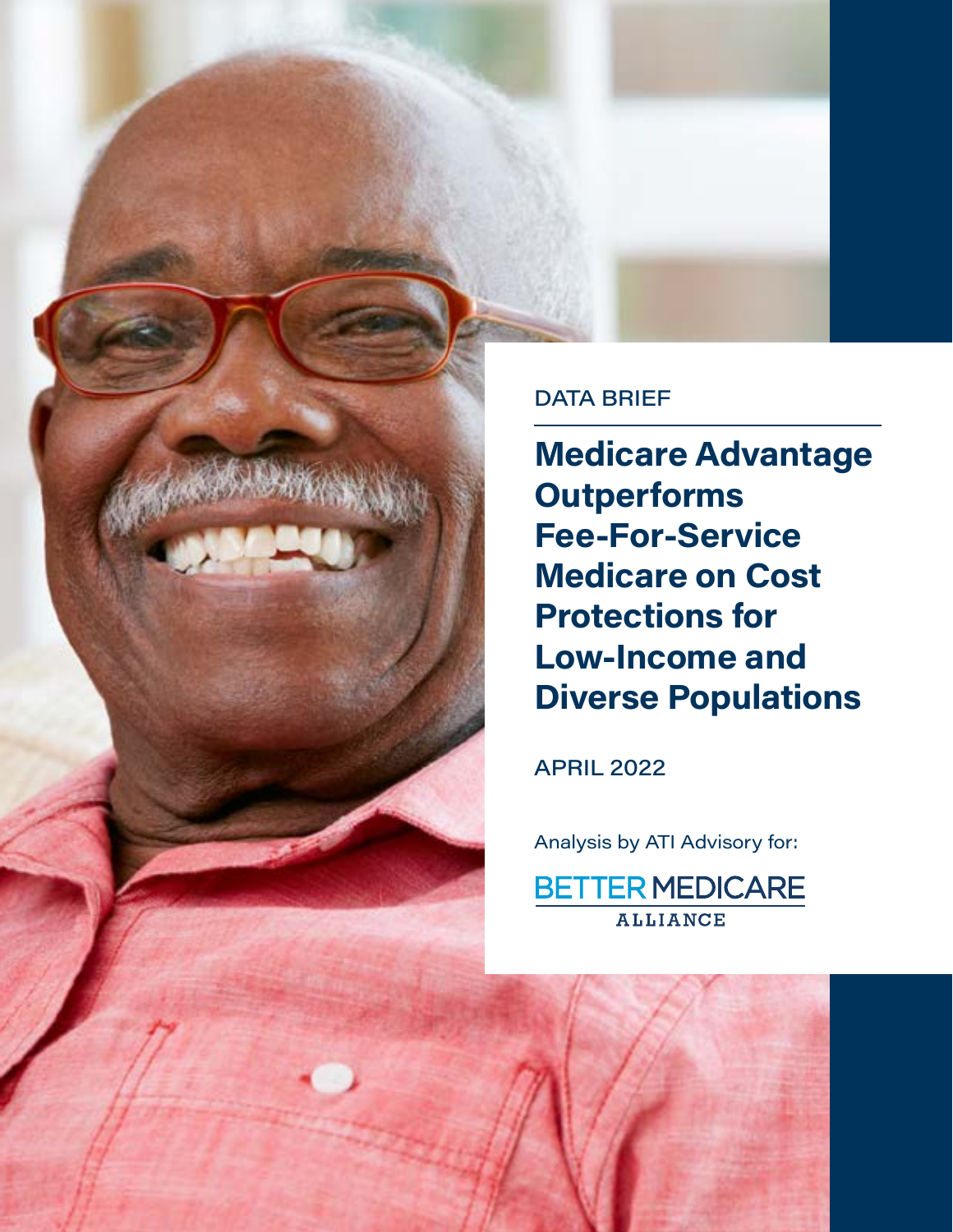DATA BRIEF

# Medicare Advantage Outperforms Fee-For-Service Medicare on Cost Protections for Low-Income and Diverse Populations

APRIL 2022

Analysis by ATI Advisory for:

BETTER MEDICARE ALLIANCE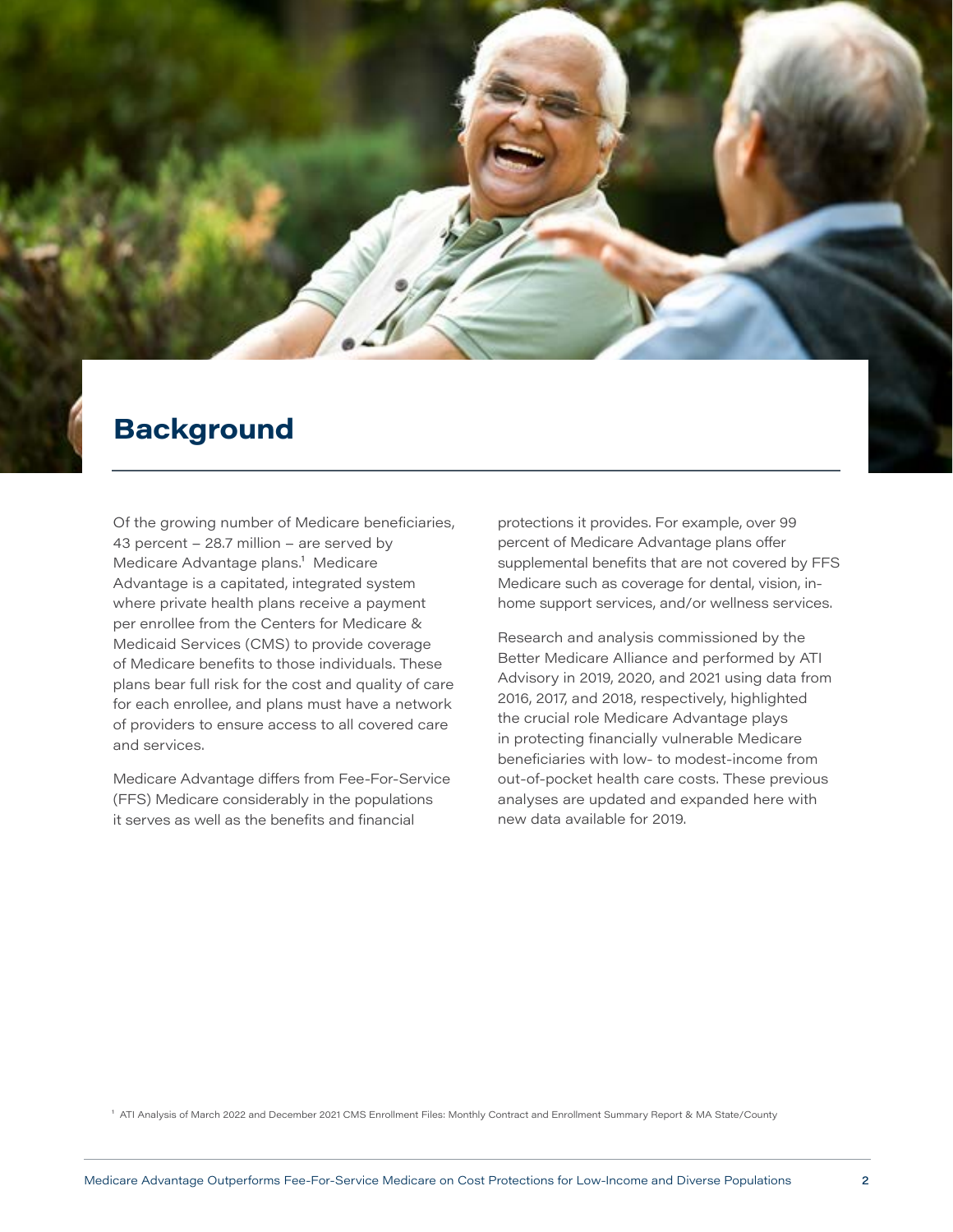## Background

Of the growing number of Medicare beneficiaries, 43 percent – 28.7 million – are served by Medicare Advantage plans.[1] Medicare Advantage is a capitated, integrated system where private health plans receive a payment per enrollee from the Centers for Medicare & Medicaid Services (CMS) to provide coverage of Medicare benefits to those individuals. These plans bear full risk for the cost and quality of care for each enrollee, and plans must have a network of providers to ensure access to all covered care and services.

Medicare Advantage differs from Fee-For-Service (FFS) Medicare considerably in the populations it serves as well as the benefits and financial protections it provides. For example, over 99 percent of Medicare Advantage plans offer supplemental benefits that are not covered by FFS Medicare such as coverage for dental, vision, in-home support services, and/or wellness services.

Research and analysis commissioned by the Better Medicare Alliance and performed by ATI Advisory in 2019, 2020, and 2021 using data from 2016, 2017, and 2018, respectively, highlighted the crucial role Medicare Advantage plays in protecting financially vulnerable Medicare beneficiaries with low- to modest-income from out-of-pocket health care costs. These previous analyses are updated and expanded here with new data available for 2019.

[1] ATI Analysis of March 2022 and December 2021 CMS Enrollment Files: Monthly Contract and Enrollment Summary Report & MA State/County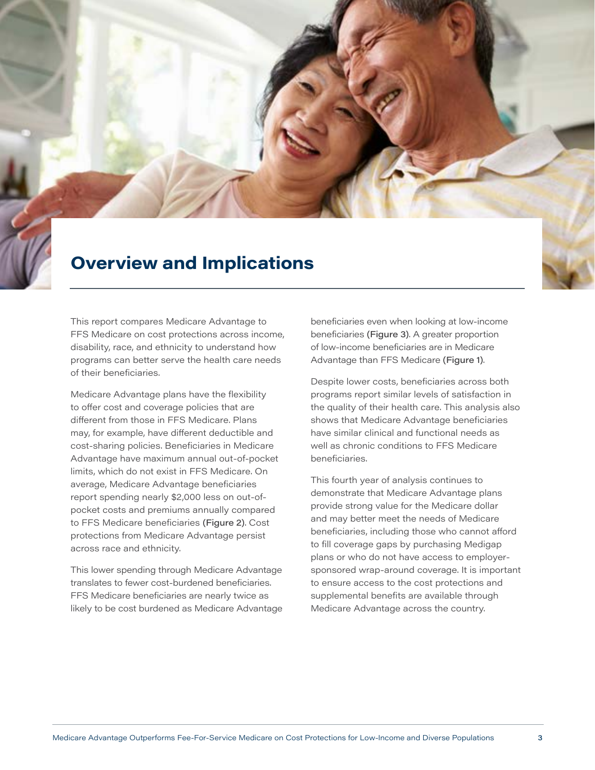# Overview and Implications

This report compares Medicare Advantage to FFS Medicare on cost protections across income, disability, race, and ethnicity to understand how programs can better serve the health care needs of their beneficiaries.

Medicare Advantage plans have the flexibility to offer cost and coverage policies that are different from those in FFS Medicare. Plans may, for example, have different deductible and cost-sharing policies. Beneficiaries in Medicare Advantage have maximum annual out-of-pocket limits, which do not exist in FFS Medicare. On average, Medicare Advantage beneficiaries report spending nearly $2,000 less on out-of-pocket costs and premiums annually compared to FFS Medicare beneficiaries **(Figure 2)**. Cost protections from Medicare Advantage persist across race and ethnicity.

This lower spending through Medicare Advantage translates to fewer cost-burdened beneficiaries. FFS Medicare beneficiaries are nearly twice as likely to be cost burdened as Medicare Advantage beneficiaries even when looking at low-income beneficiaries **(Figure 3)**. A greater proportion of low-income beneficiaries are in Medicare Advantage than FFS Medicare **(Figure 1)**.

Despite lower costs, beneficiaries across both programs report similar levels of satisfaction in the quality of their health care. This analysis also shows that Medicare Advantage beneficiaries have similar clinical and functional needs as well as chronic conditions to FFS Medicare beneficiaries.

This fourth year of analysis continues to demonstrate that Medicare Advantage plans provide strong value for the Medicare dollar and may better meet the needs of Medicare beneficiaries, including those who cannot afford to fill coverage gaps by purchasing Medigap plans or who do not have access to employer-sponsored wrap-around coverage. It is important to ensure access to the cost protections and supplemental benefits are available through Medicare Advantage across the country.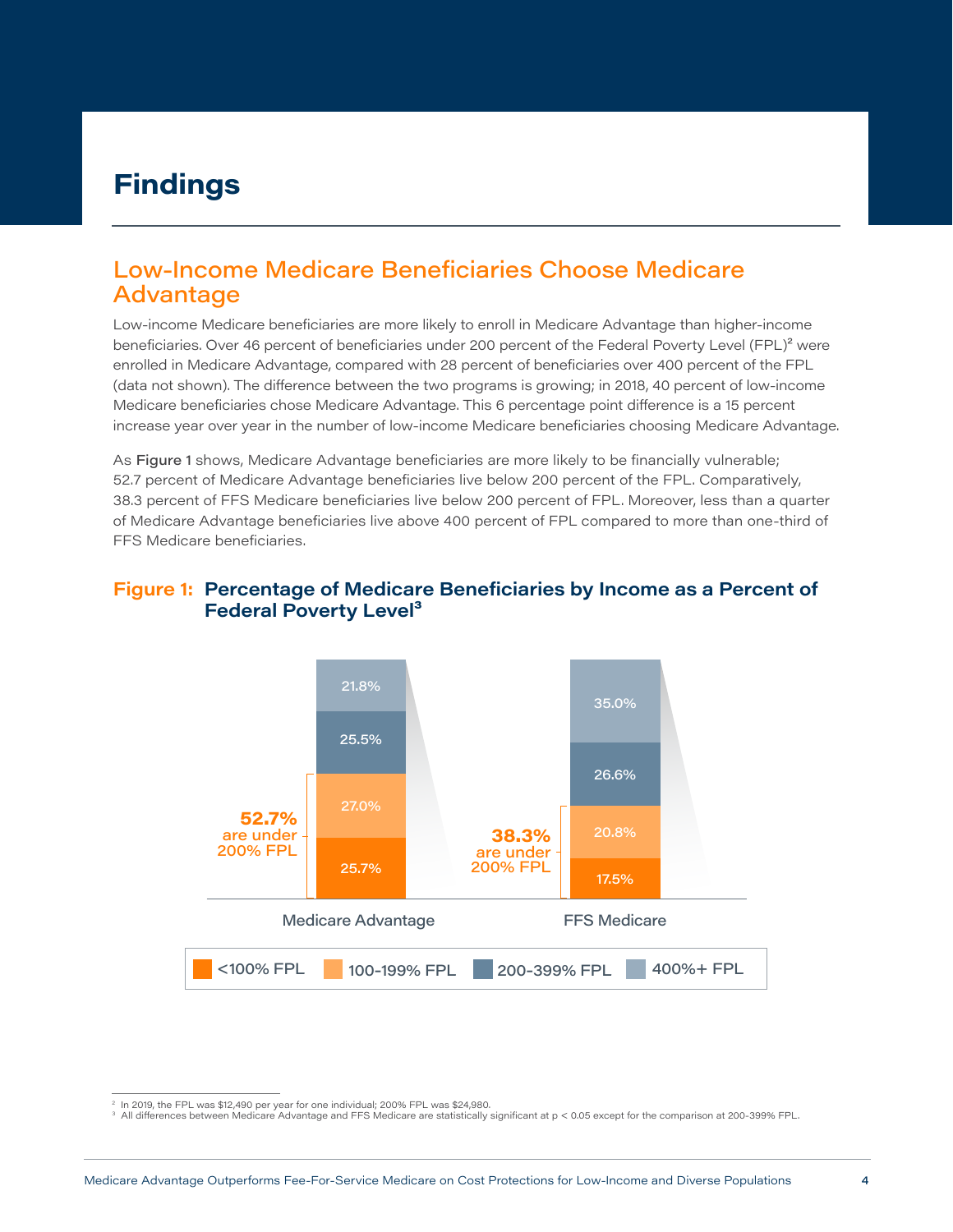# Findings

## Low-Income Medicare Beneficiaries Choose Medicare Advantage

Low-income Medicare beneficiaries are more likely to enroll in Medicare Advantage than higher-income beneficiaries. Over 46 percent of beneficiaries under 200 percent of the Federal Poverty Level (FPL)[2] were enrolled in Medicare Advantage, compared with 28 percent of beneficiaries over 400 percent of the FPL (data not shown). The difference between the two programs is growing; in 2018, 40 percent of low-income Medicare beneficiaries chose Medicare Advantage. This 6 percentage point difference is a 15 percent increase year over year in the number of low-income Medicare beneficiaries choosing Medicare Advantage.

As **Figure 1** shows, Medicare Advantage beneficiaries are more likely to be financially vulnerable; 52.7 percent of Medicare Advantage beneficiaries live below 200 percent of the FPL. Comparatively, 38.3 percent of FFS Medicare beneficiaries live below 200 percent of FPL. Moreover, less than a quarter of Medicare Advantage beneficiaries live above 400 percent of FPL compared to more than one-third of FFS Medicare beneficiaries.

**Figure 1: Percentage of Medicare Beneficiaries by Income as a Percent of Federal Poverty Level[3]**

| | Medicare Advantage | FFS Medicare |
|---|---|---|
| <100% FPL | 25.7% | 17.5% |
| 100-199% FPL | 27.0% | 20.8% |
| 200-399% FPL | 25.5% | 26.6% |
| 400%+ FPL | 21.8% | 35.0% |
| Under 200% FPL | 52.7% are under 200% FPL | 38.3% are under 200% FPL |

[2] In 2019, the FPL was $12,490 per year for one individual; 200% FPL was $24,980.

[3] All differences between Medicare Advantage and FFS Medicare are statistically significant at $p < 0.05$ except for the comparison at 200-399% FPL.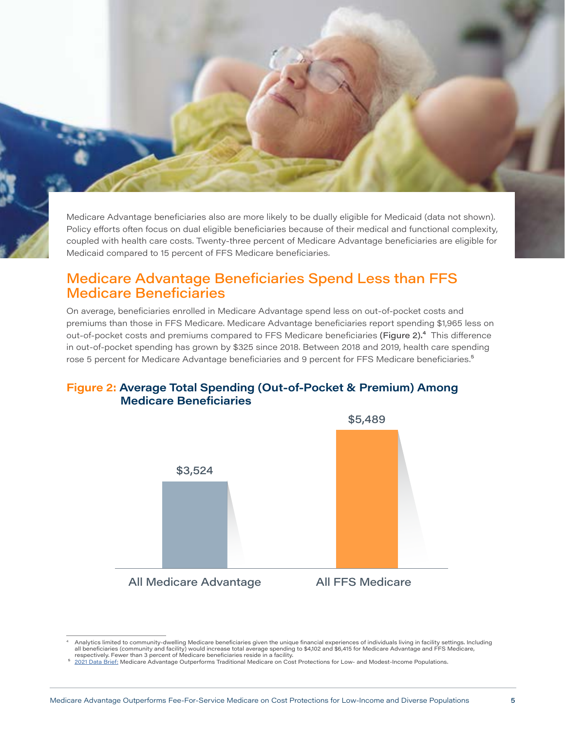Medicare Advantage beneficiaries also are more likely to be dually eligible for Medicaid (data not shown). Policy efforts often focus on dual eligible beneficiaries because of their medical and functional complexity, coupled with health care costs. Twenty-three percent of Medicare Advantage beneficiaries are eligible for Medicaid compared to 15 percent of FFS Medicare beneficiaries.

## Medicare Advantage Beneficiaries Spend Less than FFS Medicare Beneficiaries

On average, beneficiaries enrolled in Medicare Advantage spend less on out-of-pocket costs and premiums than those in FFS Medicare. Medicare Advantage beneficiaries report spending $1,965 less on out-of-pocket costs and premiums compared to FFS Medicare beneficiaries (Figure 2).[4] This difference in out-of-pocket spending has grown by $325 since 2018. Between 2018 and 2019, health care spending rose 5 percent for Medicare Advantage beneficiaries and 9 percent for FFS Medicare beneficiaries.[5]

**Figure 2: Average Total Spending (Out-of-Pocket & Premium) Among Medicare Beneficiaries**

| | Average Total Spending |
|---|---|
| All Medicare Advantage | $3,524 |
| All FFS Medicare | $5,489 |

[4] Analytics limited to community-dwelling Medicare beneficiaries given the unique financial experiences of individuals living in facility settings. Including all beneficiaries (community and facility) would increase total average spending to $4,102 and $6,415 for Medicare Advantage and FFS Medicare, respectively. Fewer than 3 percent of Medicare beneficiaries reside in a facility.

[5] 2021 Data Brief: Medicare Advantage Outperforms Traditional Medicare on Cost Protections for Low- and Modest-Income Populations.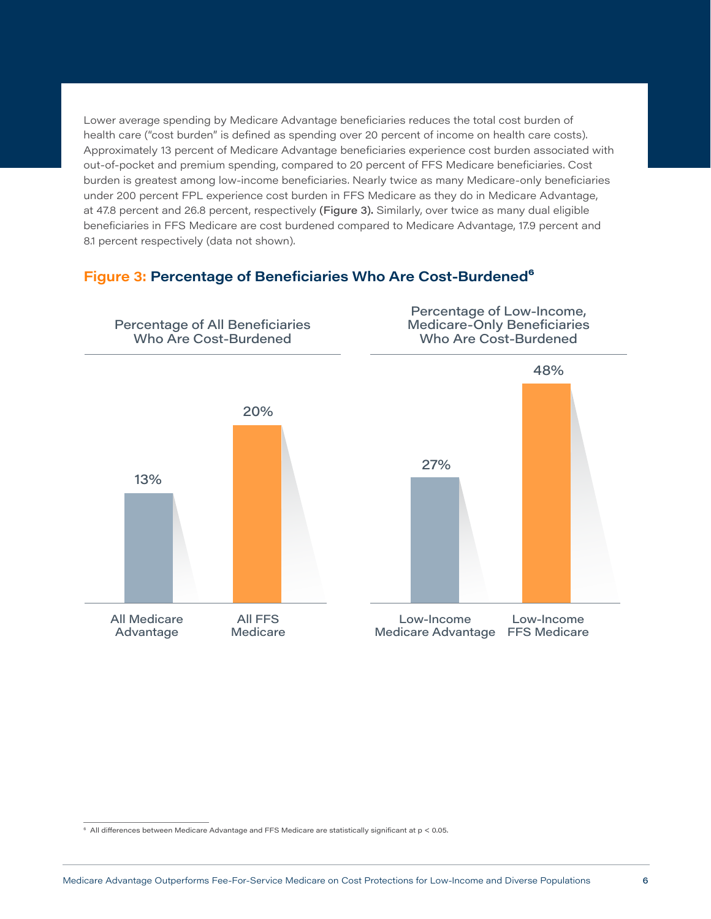Lower average spending by Medicare Advantage beneficiaries reduces the total cost burden of health care ("cost burden" is defined as spending over 20 percent of income on health care costs). Approximately 13 percent of Medicare Advantage beneficiaries experience cost burden associated with out-of-pocket and premium spending, compared to 20 percent of FFS Medicare beneficiaries. Cost burden is greatest among low-income beneficiaries. Nearly twice as many Medicare-only beneficiaries under 200 percent FPL experience cost burden in FFS Medicare as they do in Medicare Advantage, at 47.8 percent and 26.8 percent, respectively **(Figure 3).** Similarly, over twice as many dual eligible beneficiaries in FFS Medicare are cost burdened compared to Medicare Advantage, 17.9 percent and 8.1 percent respectively (data not shown).

## Figure 3: Percentage of Beneficiaries Who Are Cost-Burdened[6]

**Percentage of All Beneficiaries Who Are Cost-Burdened**

| | Percentage |
|---|---|
| All Medicare Advantage | 13% |
| All FFS Medicare | 20% |

**Percentage of Low-Income, Medicare-Only Beneficiaries Who Are Cost-Burdened**

| | Percentage |
|---|---|
| Low-Income Medicare Advantage | 27% |
| Low-Income FFS Medicare | 48% |

[6] All differences between Medicare Advantage and FFS Medicare are statistically significant at $p < 0.05$.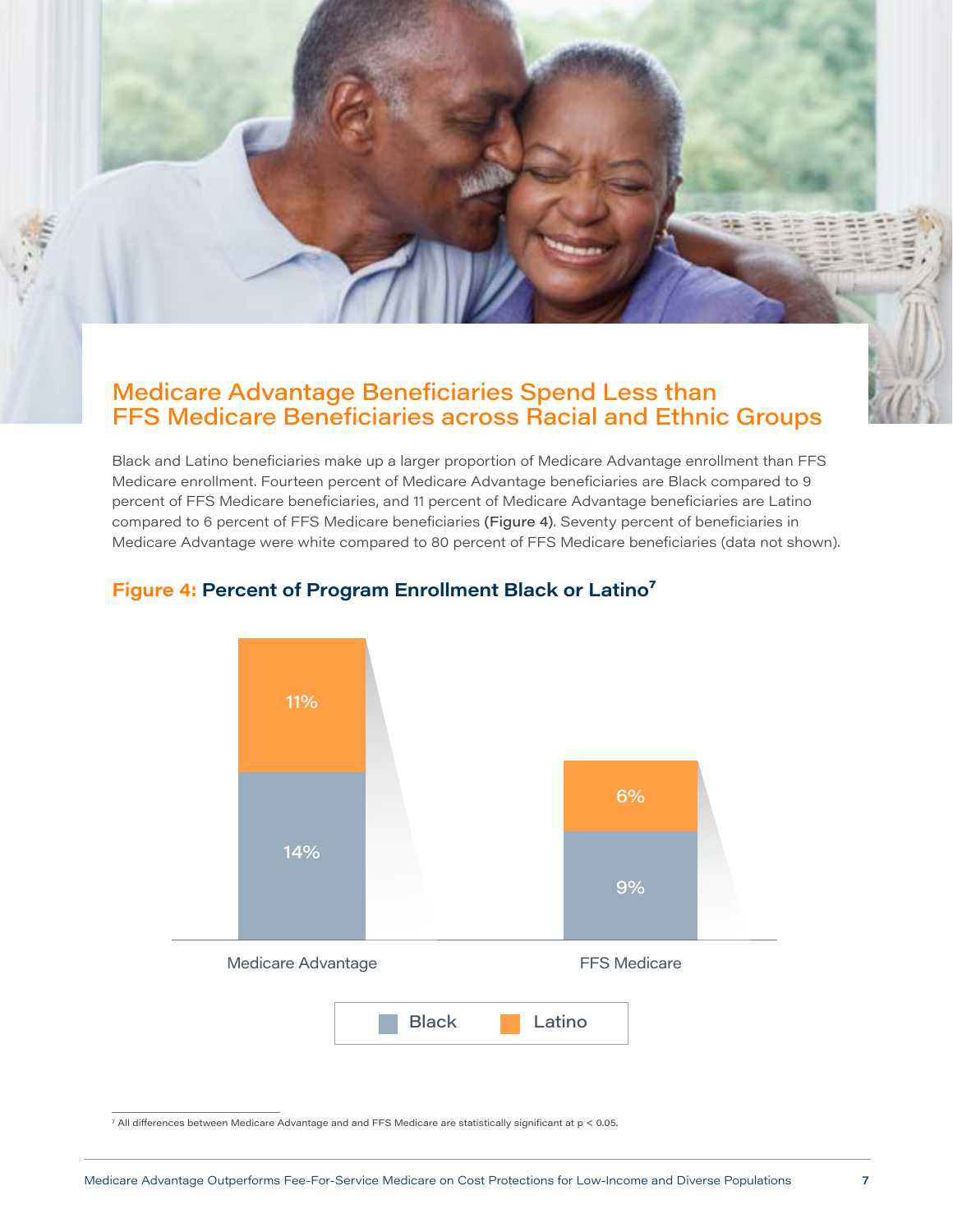## Medicare Advantage Beneficiaries Spend Less than FFS Medicare Beneficiaries across Racial and Ethnic Groups

Black and Latino beneficiaries make up a larger proportion of Medicare Advantage enrollment than FFS Medicare enrollment. Fourteen percent of Medicare Advantage beneficiaries are Black compared to 9 percent of FFS Medicare beneficiaries, and 11 percent of Medicare Advantage beneficiaries are Latino compared to 6 percent of FFS Medicare beneficiaries **(Figure 4)**. Seventy percent of beneficiaries in Medicare Advantage were white compared to 80 percent of FFS Medicare beneficiaries (data not shown).

### Figure 4: Percent of Program Enrollment Black or Latino[7]

| | Medicare Advantage | FFS Medicare |
|---|---|---|
| Black | 14% | 9% |
| Latino | 11% | 6% |

[7] All differences between Medicare Advantage and and FFS Medicare are statistically significant at $p < 0.05$.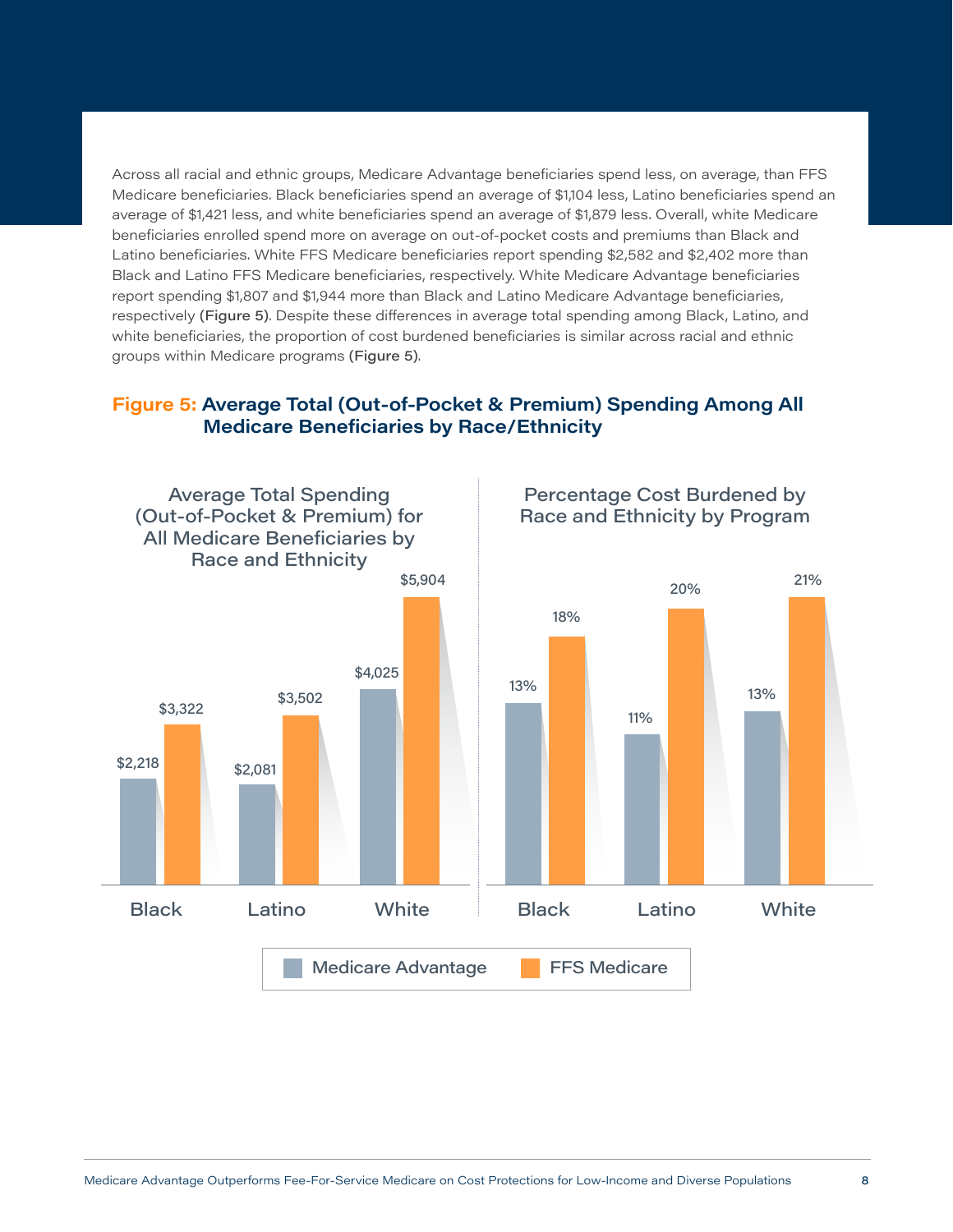Across all racial and ethnic groups, Medicare Advantage beneficiaries spend less, on average, than FFS Medicare beneficiaries. Black beneficiaries spend an average of $1,104 less, Latino beneficiaries spend an average of $1,421 less, and white beneficiaries spend an average of $1,879 less. Overall, white Medicare beneficiaries enrolled spend more on average on out-of-pocket costs and premiums than Black and Latino beneficiaries. White FFS Medicare beneficiaries report spending $2,582 and $2,402 more than Black and Latino FFS Medicare beneficiaries, respectively. White Medicare Advantage beneficiaries report spending $1,807 and $1,944 more than Black and Latino Medicare Advantage beneficiaries, respectively (**Figure 5**). Despite these differences in average total spending among Black, Latino, and white beneficiaries, the proportion of cost burdened beneficiaries is similar across racial and ethnic groups within Medicare programs (**Figure 5**).

## Figure 5: Average Total (Out-of-Pocket & Premium) Spending Among All Medicare Beneficiaries by Race/Ethnicity

**Average Total Spending (Out-of-Pocket & Premium) for All Medicare Beneficiaries by Race and Ethnicity**

| | Medicare Advantage | FFS Medicare |
|---|---|---|
| Black | $2,218 | $3,322 |
| Latino | $2,081 | $3,502 |
| White | $4,025 | $5,904 |

**Percentage Cost Burdened by Race and Ethnicity by Program**

| | Medicare Advantage | FFS Medicare |
|---|---|---|
| Black | 13% | 18% |
| Latino | 11% | 20% |
| White | 13% | 21% |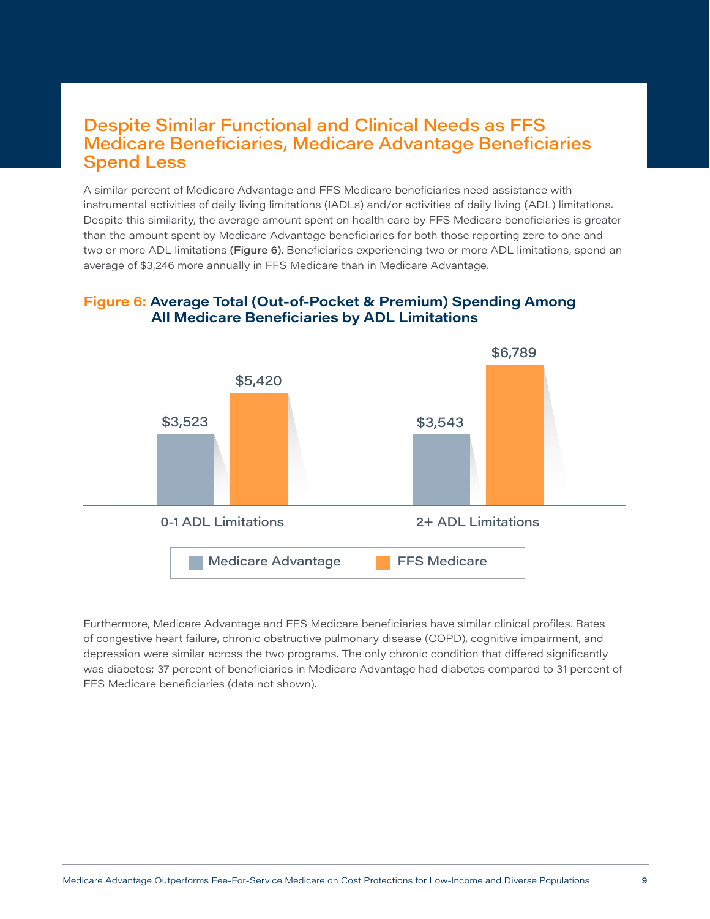## Despite Similar Functional and Clinical Needs as FFS Medicare Beneficiaries, Medicare Advantage Beneficiaries Spend Less

A similar percent of Medicare Advantage and FFS Medicare beneficiaries need assistance with instrumental activities of daily living limitations (IADLs) and/or activities of daily living (ADL) limitations. Despite this similarity, the average amount spent on health care by FFS Medicare beneficiaries is greater than the amount spent by Medicare Advantage beneficiaries for both those reporting zero to one and two or more ADL limitations **(Figure 6)**. Beneficiaries experiencing two or more ADL limitations, spend an average of $3,246 more annually in FFS Medicare than in Medicare Advantage.

**Figure 6: Average Total (Out-of-Pocket & Premium) Spending Among All Medicare Beneficiaries by ADL Limitations**

| | Medicare Advantage | FFS Medicare |
|---|---|---|
| 0-1 ADL Limitations | $3,523 | $5,420 |
| 2+ ADL Limitations | $3,543 | $6,789 |

Furthermore, Medicare Advantage and FFS Medicare beneficiaries have similar clinical profiles. Rates of congestive heart failure, chronic obstructive pulmonary disease (COPD), cognitive impairment, and depression were similar across the two programs. The only chronic condition that differed significantly was diabetes; 37 percent of beneficiaries in Medicare Advantage had diabetes compared to 31 percent of FFS Medicare beneficiaries (data not shown).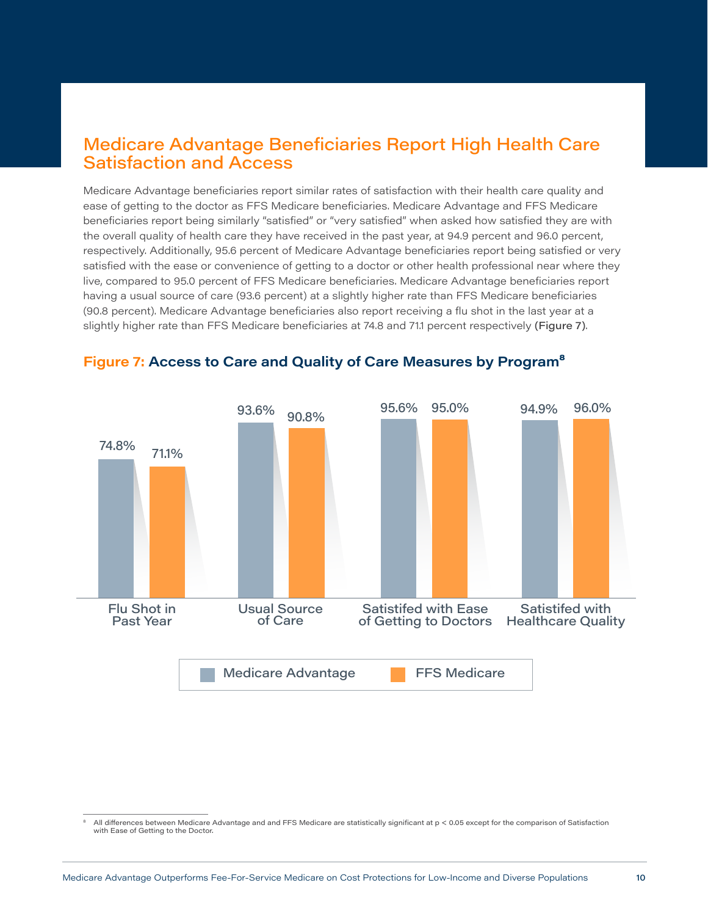## Medicare Advantage Beneficiaries Report High Health Care Satisfaction and Access

Medicare Advantage beneficiaries report similar rates of satisfaction with their health care quality and ease of getting to the doctor as FFS Medicare beneficiaries. Medicare Advantage and FFS Medicare beneficiaries report being similarly "satisfied" or "very satisfied" when asked how satisfied they are with the overall quality of health care they have received in the past year, at 94.9 percent and 96.0 percent, respectively. Additionally, 95.6 percent of Medicare Advantage beneficiaries report being satisfied or very satisfied with the ease or convenience of getting to a doctor or other health professional near where they live, compared to 95.0 percent of FFS Medicare beneficiaries. Medicare Advantage beneficiaries report having a usual source of care (93.6 percent) at a slightly higher rate than FFS Medicare beneficiaries (90.8 percent). Medicare Advantage beneficiaries also report receiving a flu shot in the last year at a slightly higher rate than FFS Medicare beneficiaries at 74.8 and 71.1 percent respectively **(Figure 7)**.

### Figure 7: Access to Care and Quality of Care Measures by Program[8]

| Measure | Medicare Advantage | FFS Medicare |
|---|---|---|
| Flu Shot in Past Year | 74.8% | 71.1% |
| Usual Source of Care | 93.6% | 90.8% |
| Satistifed with Ease of Getting to Doctors | 95.6% | 95.0% |
| Satistifed with Healthcare Quality | 94.9% | 96.0% |

[8] All differences between Medicare Advantage and and FFS Medicare are statistically significant at $p < 0.05$ except for the comparison of Satisfaction with Ease of Getting to the Doctor.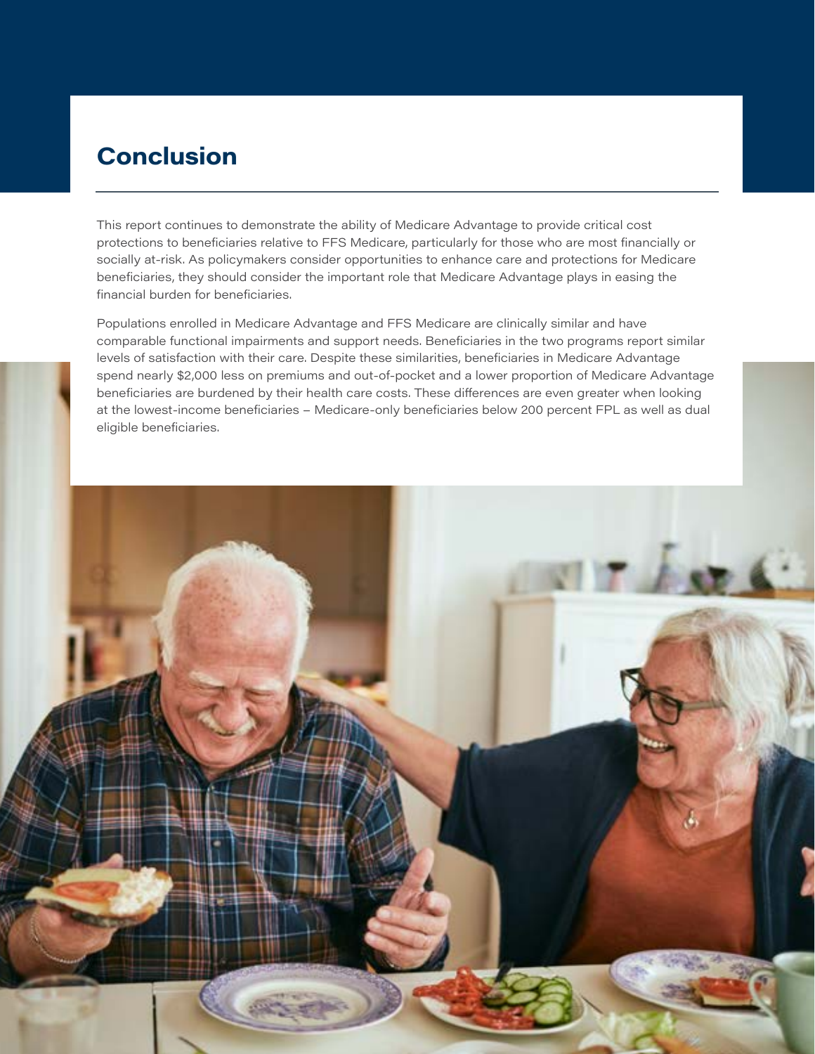# Conclusion

This report continues to demonstrate the ability of Medicare Advantage to provide critical cost protections to beneficiaries relative to FFS Medicare, particularly for those who are most financially or socially at-risk. As policymakers consider opportunities to enhance care and protections for Medicare beneficiaries, they should consider the important role that Medicare Advantage plays in easing the financial burden for beneficiaries.

Populations enrolled in Medicare Advantage and FFS Medicare are clinically similar and have comparable functional impairments and support needs. Beneficiaries in the two programs report similar levels of satisfaction with their care. Despite these similarities, beneficiaries in Medicare Advantage spend nearly $2,000 less on premiums and out-of-pocket and a lower proportion of Medicare Advantage beneficiaries are burdened by their health care costs. These differences are even greater when looking at the lowest-income beneficiaries – Medicare-only beneficiaries below 200 percent FPL as well as dual eligible beneficiaries.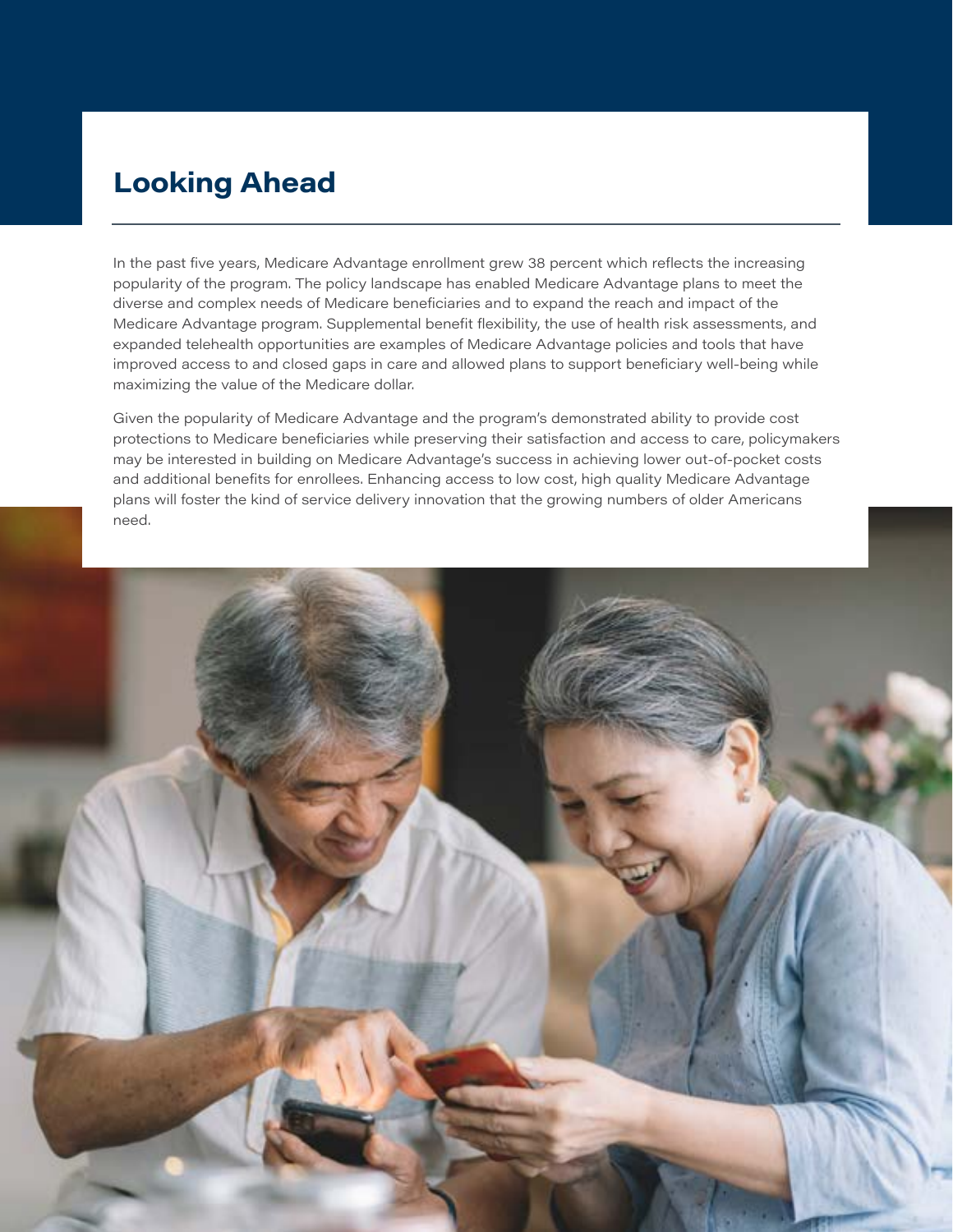## Looking Ahead

In the past five years, Medicare Advantage enrollment grew 38 percent which reflects the increasing popularity of the program. The policy landscape has enabled Medicare Advantage plans to meet the diverse and complex needs of Medicare beneficiaries and to expand the reach and impact of the Medicare Advantage program. Supplemental benefit flexibility, the use of health risk assessments, and expanded telehealth opportunities are examples of Medicare Advantage policies and tools that have improved access to and closed gaps in care and allowed plans to support beneficiary well-being while maximizing the value of the Medicare dollar.

Given the popularity of Medicare Advantage and the program's demonstrated ability to provide cost protections to Medicare beneficiaries while preserving their satisfaction and access to care, policymakers may be interested in building on Medicare Advantage's success in achieving lower out-of-pocket costs and additional benefits for enrollees. Enhancing access to low cost, high quality Medicare Advantage plans will foster the kind of service delivery innovation that the growing numbers of older Americans need.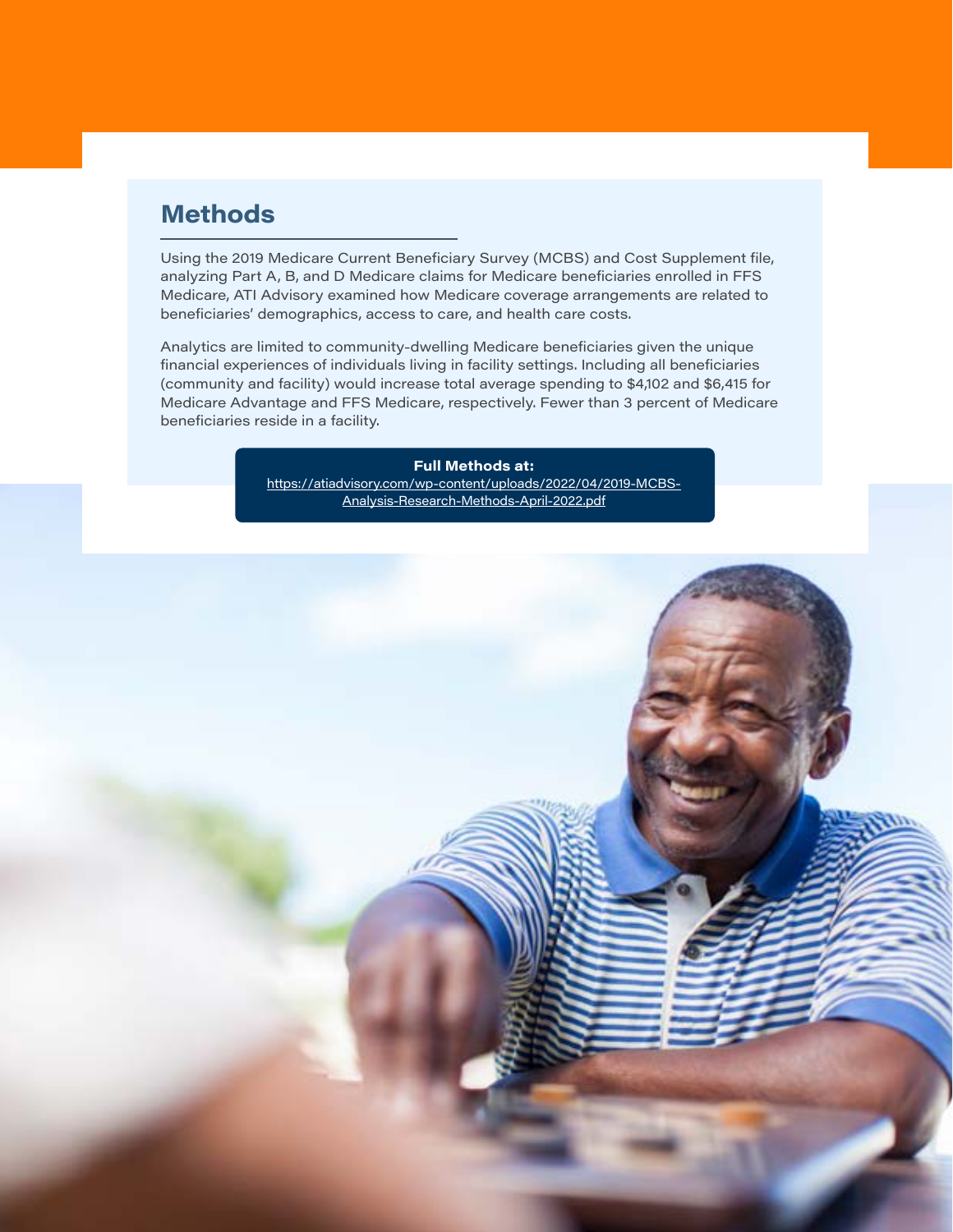## Methods

Using the 2019 Medicare Current Beneficiary Survey (MCBS) and Cost Supplement file, analyzing Part A, B, and D Medicare claims for Medicare beneficiaries enrolled in FFS Medicare, ATI Advisory examined how Medicare coverage arrangements are related to beneficiaries' demographics, access to care, and health care costs.

Analytics are limited to community-dwelling Medicare beneficiaries given the unique financial experiences of individuals living in facility settings. Including all beneficiaries (community and facility) would increase total average spending to $4,102 and $6,415 for Medicare Advantage and FFS Medicare, respectively. Fewer than 3 percent of Medicare beneficiaries reside in a facility.

**Full Methods at:**
https://atiadvisory.com/wp-content/uploads/2022/04/2019-MCBS-Analysis-Research-Methods-April-2022.pdf